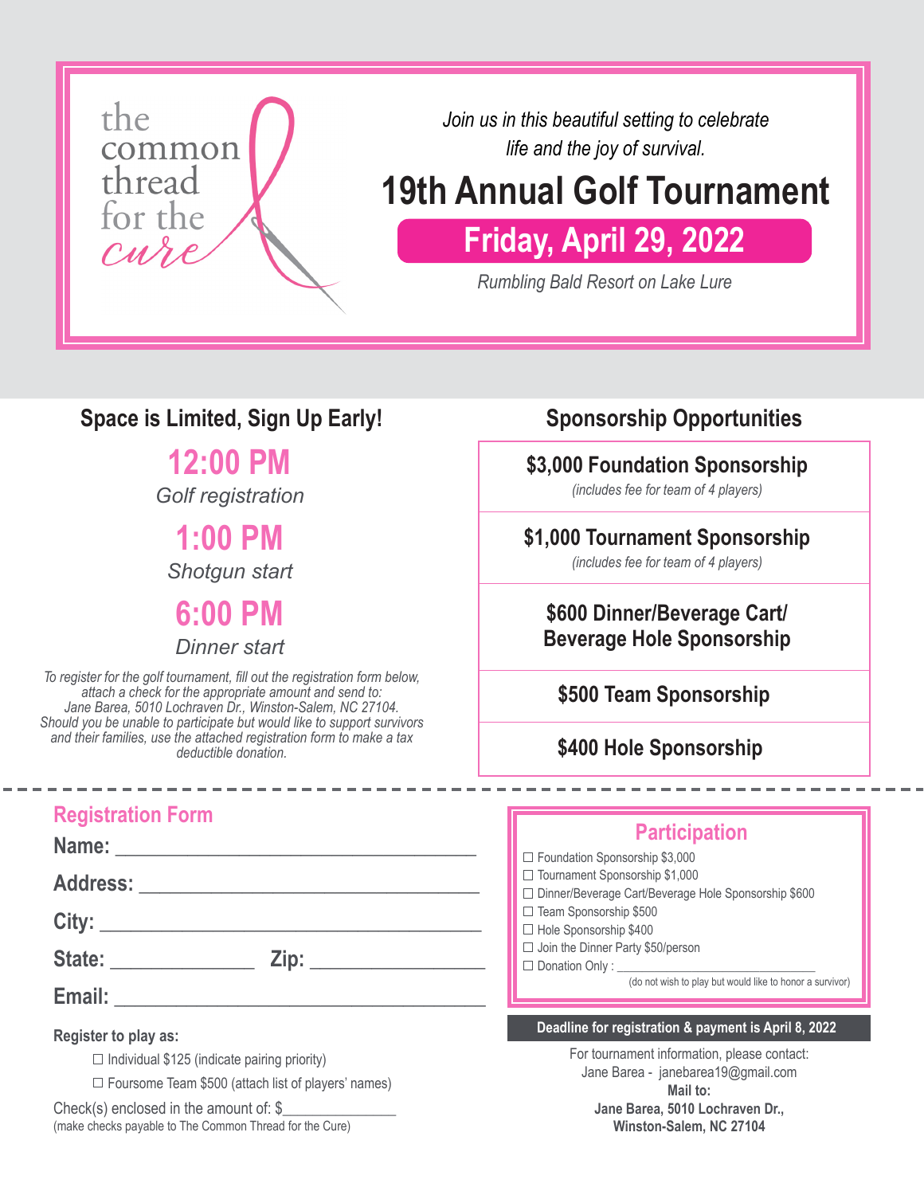the common thread for the cure

*Join us in this beautiful setting to celebrate life and the joy of survival.*

# 19th Annual Golf Tournament

## Friday, April 29, 2022

*Rumbling Bald Resort on Lake Lure*

## Space is Limited, Sign Up Early!

**12:00 PM**
*Golf registration*

**1:00 PM**
*Shotgun start*

**6:00 PM**
*Dinner start*

*To register for the golf tournament, fill out the registration form below, attach a check for the appropriate amount and send to: Jane Barea, 5010 Lochraven Dr., Winston-Salem, NC 27104. Should you be unable to participate but would like to support survivors and their families, use the attached registration form to make a tax deductible donation.*

## Sponsorship Opportunities

**$3,000 Foundation Sponsorship**
*(includes fee for team of 4 players)*

**$1,000 Tournament Sponsorship**
*(includes fee for team of 4 players)*

**$600 Dinner/Beverage Cart/ Beverage Hole Sponsorship**

**$500 Team Sponsorship**

**$400 Hole Sponsorship**

---

## Registration Form

**Name:** ____________________________________

**Address:** ____________________________________

**City:** ____________________________________

**State:** ______________ **Zip:** ________________

**Email:** ____________________________________

**Register to play as:**

- ☐ Individual $125 (indicate pairing priority)
- ☐ Foursome Team $500 (attach list of players' names)

Check(s) enclosed in the amount of: $______________
(make checks payable to The Common Thread for the Cure)

## Participation

- ☐ Foundation Sponsorship $3,000
- ☐ Tournament Sponsorship $1,000
- ☐ Dinner/Beverage Cart/Beverage Hole Sponsorship $600
- ☐ Team Sponsorship $500
- ☐ Hole Sponsorship $400
- ☐ Join the Dinner Party $50/person
- ☐ Donation Only : ____________________
  (do not wish to play but would like to honor a survivor)

**Deadline for registration & payment is April 8, 2022**

For tournament information, please contact:
Jane Barea - janebarea19@gmail.com

**Mail to:**
**Jane Barea, 5010 Lochraven Dr.,**
**Winston-Salem, NC 27104**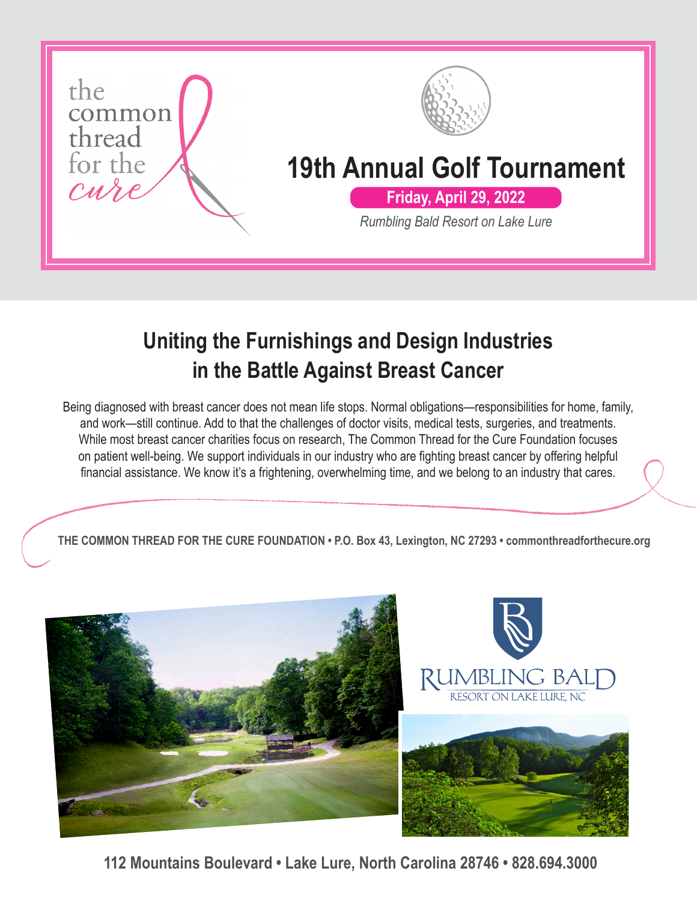the common thread for the cure

# 19th Annual Golf Tournament

**Friday, April 29, 2022**

*Rumbling Bald Resort on Lake Lure*

## Uniting the Furnishings and Design Industries in the Battle Against Breast Cancer

Being diagnosed with breast cancer does not mean life stops. Normal obligations—responsibilities for home, family, and work—still continue. Add to that the challenges of doctor visits, medical tests, surgeries, and treatments. While most breast cancer charities focus on research, The Common Thread for the Cure Foundation focuses on patient well-being. We support individuals in our industry who are fighting breast cancer by offering helpful financial assistance. We know it's a frightening, overwhelming time, and we belong to an industry that cares.

**THE COMMON THREAD FOR THE CURE FOUNDATION • P.O. Box 43, Lexington, NC 27293 • commonthreadforthecure.org**

RUMBLING BALD
RESORT ON LAKE LURE, NC

**112 Mountains Boulevard • Lake Lure, North Carolina 28746 • 828.694.3000**